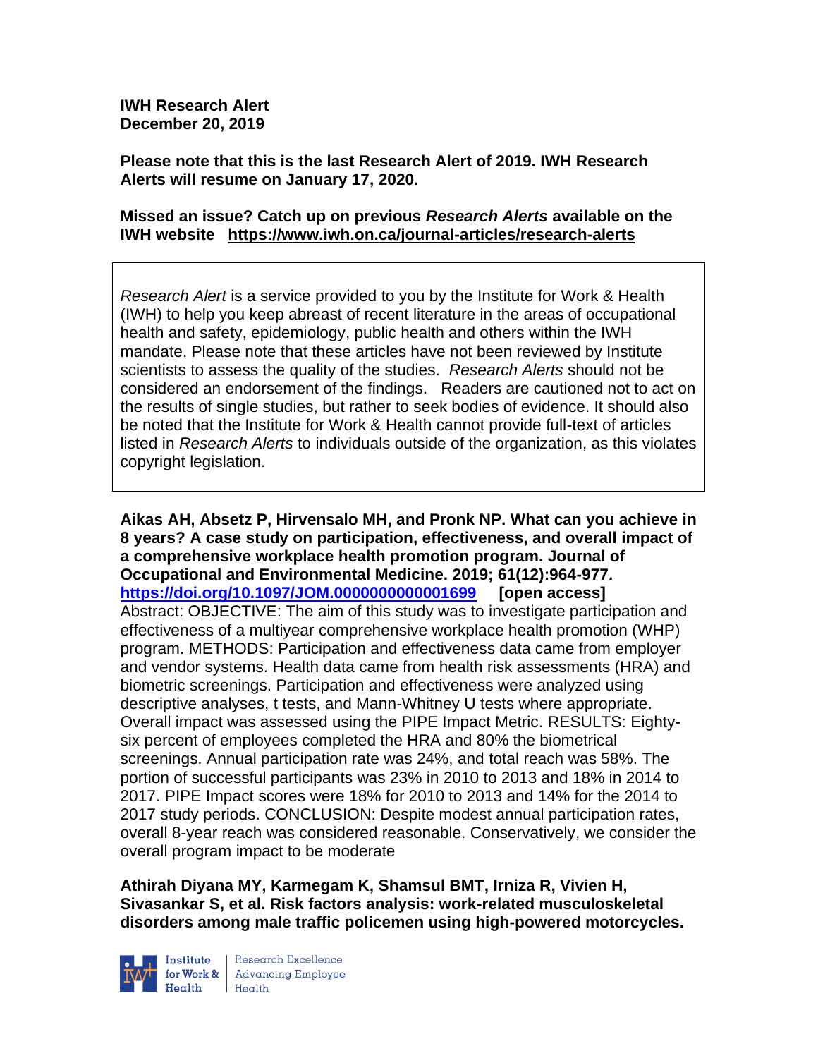**IWH Research Alert**
**December 20, 2019**

**Please note that this is the last Research Alert of 2019. IWH Research Alerts will resume on January 17, 2020.**

**Missed an issue? Catch up on previous *Research Alerts* available on the IWH website https://www.iwh.on.ca/journal-articles/research-alerts**

*Research Alert* is a service provided to you by the Institute for Work & Health (IWH) to help you keep abreast of recent literature in the areas of occupational health and safety, epidemiology, public health and others within the IWH mandate. Please note that these articles have not been reviewed by Institute scientists to assess the quality of the studies. *Research Alerts* should not be considered an endorsement of the findings. Readers are cautioned not to act on the results of single studies, but rather to seek bodies of evidence. It should also be noted that the Institute for Work & Health cannot provide full-text of articles listed in *Research Alerts* to individuals outside of the organization, as this violates copyright legislation.

**Aikas AH, Absetz P, Hirvensalo MH, and Pronk NP. What can you achieve in 8 years? A case study on participation, effectiveness, and overall impact of a comprehensive workplace health promotion program. Journal of Occupational and Environmental Medicine. 2019; 61(12):964-977. https://doi.org/10.1097/JOM.0000000000001699 [open access]**
Abstract: OBJECTIVE: The aim of this study was to investigate participation and effectiveness of a multiyear comprehensive workplace health promotion (WHP) program. METHODS: Participation and effectiveness data came from employer and vendor systems. Health data came from health risk assessments (HRA) and biometric screenings. Participation and effectiveness were analyzed using descriptive analyses, t tests, and Mann-Whitney U tests where appropriate. Overall impact was assessed using the PIPE Impact Metric. RESULTS: Eighty-six percent of employees completed the HRA and 80% the biometrical screenings. Annual participation rate was 24%, and total reach was 58%. The portion of successful participants was 23% in 2010 to 2013 and 18% in 2014 to 2017. PIPE Impact scores were 18% for 2010 to 2013 and 14% for the 2014 to 2017 study periods. CONCLUSION: Despite modest annual participation rates, overall 8-year reach was considered reasonable. Conservatively, we consider the overall program impact to be moderate

**Athirah Diyana MY, Karmegam K, Shamsul BMT, Irniza R, Vivien H, Sivasankar S, et al. Risk factors analysis: work-related musculoskeletal disorders among male traffic policemen using high-powered motorcycles.**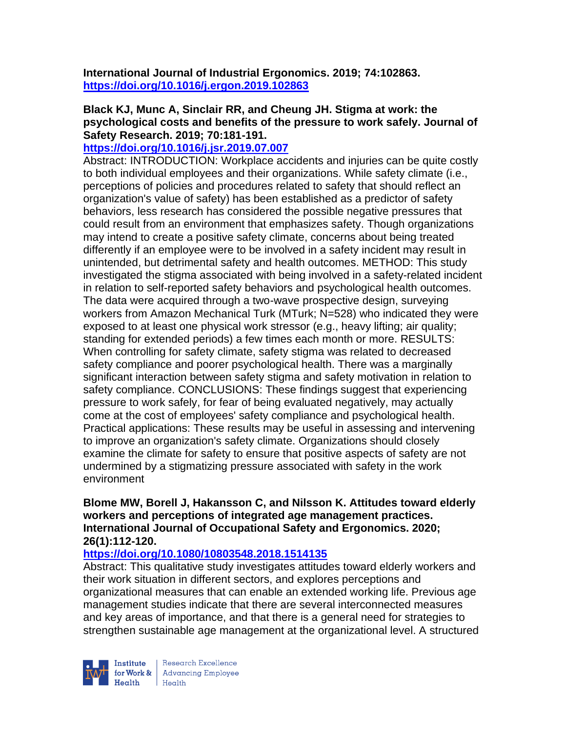**International Journal of Industrial Ergonomics. 2019; 74:102863.**
**https://doi.org/10.1016/j.ergon.2019.102863**

**Black KJ, Munc A, Sinclair RR, and Cheung JH. Stigma at work: the psychological costs and benefits of the pressure to work safely. Journal of Safety Research. 2019; 70:181-191.**
**https://doi.org/10.1016/j.jsr.2019.07.007**

Abstract: INTRODUCTION: Workplace accidents and injuries can be quite costly to both individual employees and their organizations. While safety climate (i.e., perceptions of policies and procedures related to safety that should reflect an organization's value of safety) has been established as a predictor of safety behaviors, less research has considered the possible negative pressures that could result from an environment that emphasizes safety. Though organizations may intend to create a positive safety climate, concerns about being treated differently if an employee were to be involved in a safety incident may result in unintended, but detrimental safety and health outcomes. METHOD: This study investigated the stigma associated with being involved in a safety-related incident in relation to self-reported safety behaviors and psychological health outcomes. The data were acquired through a two-wave prospective design, surveying workers from Amazon Mechanical Turk (MTurk; N=528) who indicated they were exposed to at least one physical work stressor (e.g., heavy lifting; air quality; standing for extended periods) a few times each month or more. RESULTS: When controlling for safety climate, safety stigma was related to decreased safety compliance and poorer psychological health. There was a marginally significant interaction between safety stigma and safety motivation in relation to safety compliance. CONCLUSIONS: These findings suggest that experiencing pressure to work safely, for fear of being evaluated negatively, may actually come at the cost of employees' safety compliance and psychological health. Practical applications: These results may be useful in assessing and intervening to improve an organization's safety climate. Organizations should closely examine the climate for safety to ensure that positive aspects of safety are not undermined by a stigmatizing pressure associated with safety in the work environment

**Blome MW, Borell J, Hakansson C, and Nilsson K. Attitudes toward elderly workers and perceptions of integrated age management practices. International Journal of Occupational Safety and Ergonomics. 2020; 26(1):112-120.**
**https://doi.org/10.1080/10803548.2018.1514135**

Abstract: This qualitative study investigates attitudes toward elderly workers and their work situation in different sectors, and explores perceptions and organizational measures that can enable an extended working life. Previous age management studies indicate that there are several interconnected measures and key areas of importance, and that there is a general need for strategies to strengthen sustainable age management at the organizational level. A structured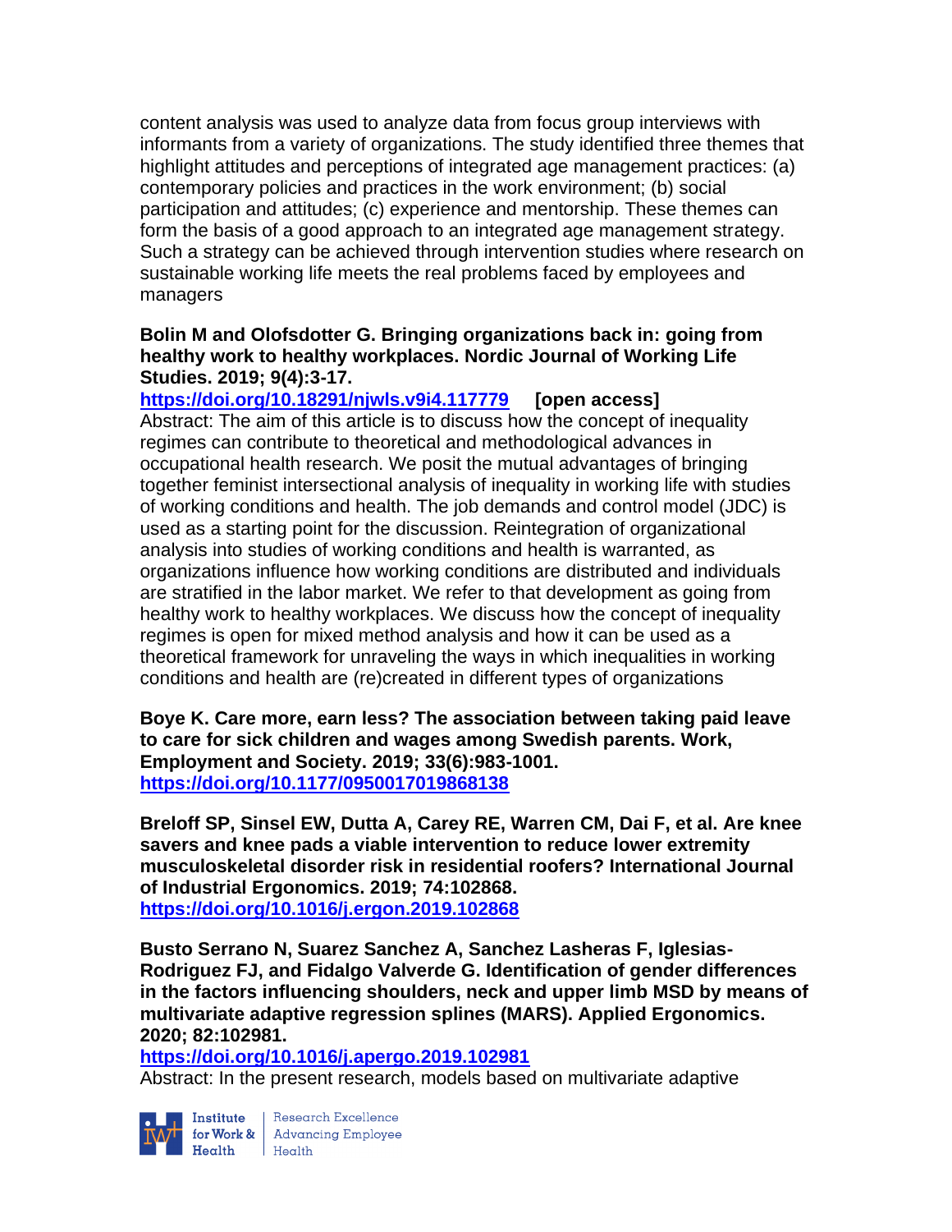content analysis was used to analyze data from focus group interviews with informants from a variety of organizations. The study identified three themes that highlight attitudes and perceptions of integrated age management practices: (a) contemporary policies and practices in the work environment; (b) social participation and attitudes; (c) experience and mentorship. These themes can form the basis of a good approach to an integrated age management strategy. Such a strategy can be achieved through intervention studies where research on sustainable working life meets the real problems faced by employees and managers

**Bolin M and Olofsdotter G. Bringing organizations back in: going from healthy work to healthy workplaces. Nordic Journal of Working Life Studies. 2019; 9(4):3-17.**

**https://doi.org/10.18291/njwls.v9i4.117779 [open access]**

Abstract: The aim of this article is to discuss how the concept of inequality regimes can contribute to theoretical and methodological advances in occupational health research. We posit the mutual advantages of bringing together feminist intersectional analysis of inequality in working life with studies of working conditions and health. The job demands and control model (JDC) is used as a starting point for the discussion. Reintegration of organizational analysis into studies of working conditions and health is warranted, as organizations influence how working conditions are distributed and individuals are stratified in the labor market. We refer to that development as going from healthy work to healthy workplaces. We discuss how the concept of inequality regimes is open for mixed method analysis and how it can be used as a theoretical framework for unraveling the ways in which inequalities in working conditions and health are (re)created in different types of organizations

**Boye K. Care more, earn less? The association between taking paid leave to care for sick children and wages among Swedish parents. Work, Employment and Society. 2019; 33(6):983-1001.**
**https://doi.org/10.1177/0950017019868138**

**Breloff SP, Sinsel EW, Dutta A, Carey RE, Warren CM, Dai F, et al. Are knee savers and knee pads a viable intervention to reduce lower extremity musculoskeletal disorder risk in residential roofers? International Journal of Industrial Ergonomics. 2019; 74:102868.**
**https://doi.org/10.1016/j.ergon.2019.102868**

**Busto Serrano N, Suarez Sanchez A, Sanchez Lasheras F, Iglesias-Rodriguez FJ, and Fidalgo Valverde G. Identification of gender differences in the factors influencing shoulders, neck and upper limb MSD by means of multivariate adaptive regression splines (MARS). Applied Ergonomics. 2020; 82:102981.**

**https://doi.org/10.1016/j.apergo.2019.102981**

Abstract: In the present research, models based on multivariate adaptive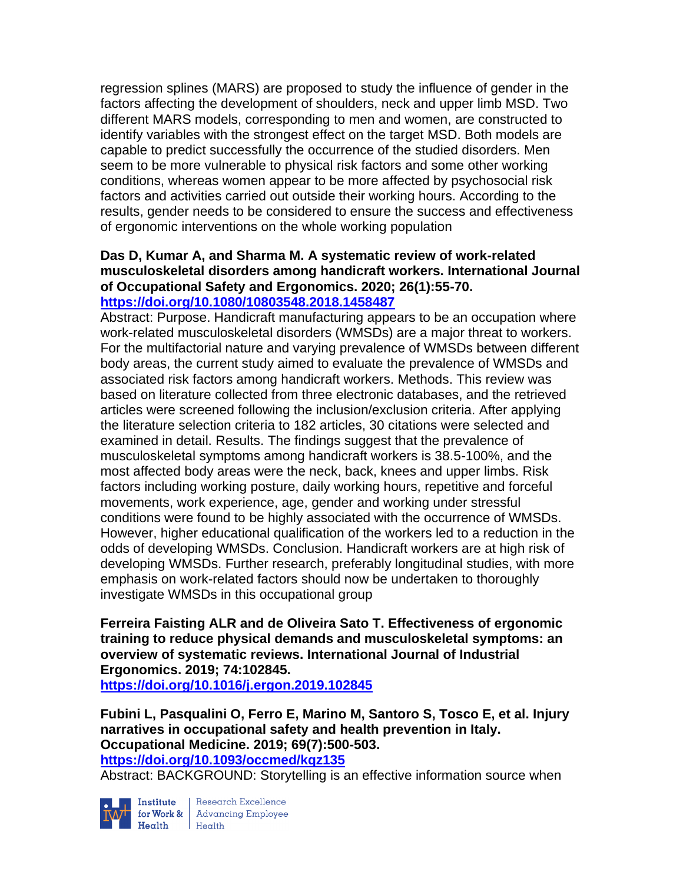regression splines (MARS) are proposed to study the influence of gender in the factors affecting the development of shoulders, neck and upper limb MSD. Two different MARS models, corresponding to men and women, are constructed to identify variables with the strongest effect on the target MSD. Both models are capable to predict successfully the occurrence of the studied disorders. Men seem to be more vulnerable to physical risk factors and some other working conditions, whereas women appear to be more affected by psychosocial risk factors and activities carried out outside their working hours. According to the results, gender needs to be considered to ensure the success and effectiveness of ergonomic interventions on the whole working population

**Das D, Kumar A, and Sharma M. A systematic review of work-related musculoskeletal disorders among handicraft workers. International Journal of Occupational Safety and Ergonomics. 2020; 26(1):55-70.**
**https://doi.org/10.1080/10803548.2018.1458487**
Abstract: Purpose. Handicraft manufacturing appears to be an occupation where work-related musculoskeletal disorders (WMSDs) are a major threat to workers. For the multifactorial nature and varying prevalence of WMSDs between different body areas, the current study aimed to evaluate the prevalence of WMSDs and associated risk factors among handicraft workers. Methods. This review was based on literature collected from three electronic databases, and the retrieved articles were screened following the inclusion/exclusion criteria. After applying the literature selection criteria to 182 articles, 30 citations were selected and examined in detail. Results. The findings suggest that the prevalence of musculoskeletal symptoms among handicraft workers is 38.5-100%, and the most affected body areas were the neck, back, knees and upper limbs. Risk factors including working posture, daily working hours, repetitive and forceful movements, work experience, age, gender and working under stressful conditions were found to be highly associated with the occurrence of WMSDs. However, higher educational qualification of the workers led to a reduction in the odds of developing WMSDs. Conclusion. Handicraft workers are at high risk of developing WMSDs. Further research, preferably longitudinal studies, with more emphasis on work-related factors should now be undertaken to thoroughly investigate WMSDs in this occupational group

**Ferreira Faisting ALR and de Oliveira Sato T. Effectiveness of ergonomic training to reduce physical demands and musculoskeletal symptoms: an overview of systematic reviews. International Journal of Industrial Ergonomics. 2019; 74:102845.**
**https://doi.org/10.1016/j.ergon.2019.102845**

**Fubini L, Pasqualini O, Ferro E, Marino M, Santoro S, Tosco E, et al. Injury narratives in occupational safety and health prevention in Italy. Occupational Medicine. 2019; 69(7):500-503.**
**https://doi.org/10.1093/occmed/kqz135**
Abstract: BACKGROUND: Storytelling is an effective information source when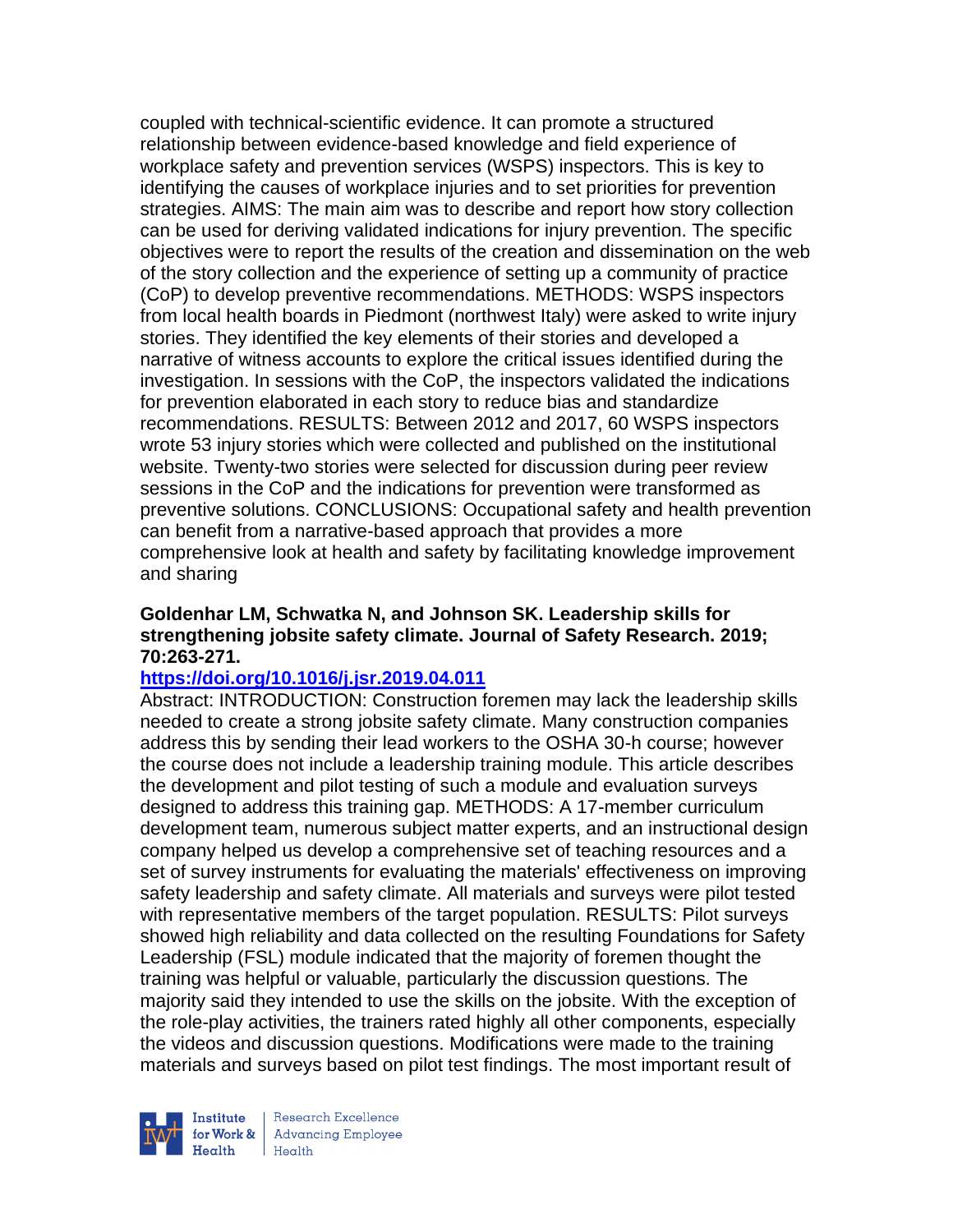coupled with technical-scientific evidence. It can promote a structured relationship between evidence-based knowledge and field experience of workplace safety and prevention services (WSPS) inspectors. This is key to identifying the causes of workplace injuries and to set priorities for prevention strategies. AIMS: The main aim was to describe and report how story collection can be used for deriving validated indications for injury prevention. The specific objectives were to report the results of the creation and dissemination on the web of the story collection and the experience of setting up a community of practice (CoP) to develop preventive recommendations. METHODS: WSPS inspectors from local health boards in Piedmont (northwest Italy) were asked to write injury stories. They identified the key elements of their stories and developed a narrative of witness accounts to explore the critical issues identified during the investigation. In sessions with the CoP, the inspectors validated the indications for prevention elaborated in each story to reduce bias and standardize recommendations. RESULTS: Between 2012 and 2017, 60 WSPS inspectors wrote 53 injury stories which were collected and published on the institutional website. Twenty-two stories were selected for discussion during peer review sessions in the CoP and the indications for prevention were transformed as preventive solutions. CONCLUSIONS: Occupational safety and health prevention can benefit from a narrative-based approach that provides a more comprehensive look at health and safety by facilitating knowledge improvement and sharing

**Goldenhar LM, Schwatka N, and Johnson SK. Leadership skills for strengthening jobsite safety climate. Journal of Safety Research. 2019; 70:263-271.**

**https://doi.org/10.1016/j.jsr.2019.04.011**

Abstract: INTRODUCTION: Construction foremen may lack the leadership skills needed to create a strong jobsite safety climate. Many construction companies address this by sending their lead workers to the OSHA 30-h course; however the course does not include a leadership training module. This article describes the development and pilot testing of such a module and evaluation surveys designed to address this training gap. METHODS: A 17-member curriculum development team, numerous subject matter experts, and an instructional design company helped us develop a comprehensive set of teaching resources and a set of survey instruments for evaluating the materials' effectiveness on improving safety leadership and safety climate. All materials and surveys were pilot tested with representative members of the target population. RESULTS: Pilot surveys showed high reliability and data collected on the resulting Foundations for Safety Leadership (FSL) module indicated that the majority of foremen thought the training was helpful or valuable, particularly the discussion questions. The majority said they intended to use the skills on the jobsite. With the exception of the role-play activities, the trainers rated highly all other components, especially the videos and discussion questions. Modifications were made to the training materials and surveys based on pilot test findings. The most important result of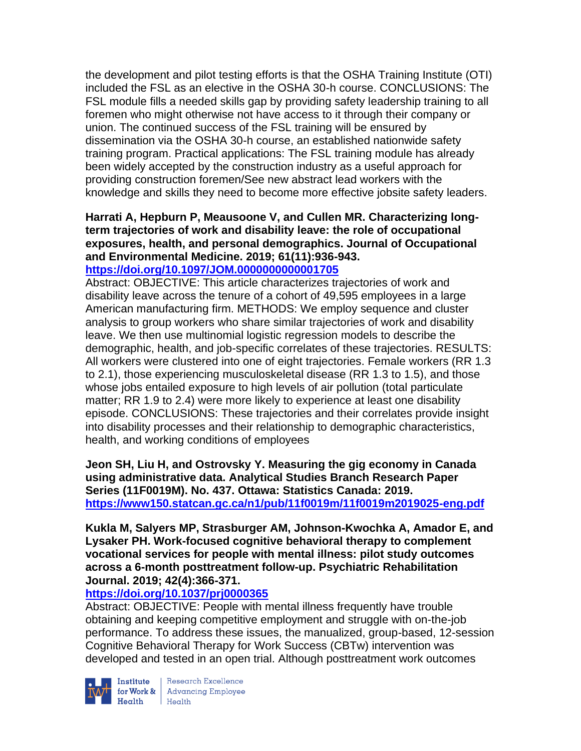the development and pilot testing efforts is that the OSHA Training Institute (OTI) included the FSL as an elective in the OSHA 30-h course. CONCLUSIONS: The FSL module fills a needed skills gap by providing safety leadership training to all foremen who might otherwise not have access to it through their company or union. The continued success of the FSL training will be ensured by dissemination via the OSHA 30-h course, an established nationwide safety training program. Practical applications: The FSL training module has already been widely accepted by the construction industry as a useful approach for providing construction foremen/See new abstract lead workers with the knowledge and skills they need to become more effective jobsite safety leaders.

**Harrati A, Hepburn P, Meausoone V, and Cullen MR. Characterizing long-term trajectories of work and disability leave: the role of occupational exposures, health, and personal demographics. Journal of Occupational and Environmental Medicine. 2019; 61(11):936-943.**
**https://doi.org/10.1097/JOM.0000000000001705**
Abstract: OBJECTIVE: This article characterizes trajectories of work and disability leave across the tenure of a cohort of 49,595 employees in a large American manufacturing firm. METHODS: We employ sequence and cluster analysis to group workers who share similar trajectories of work and disability leave. We then use multinomial logistic regression models to describe the demographic, health, and job-specific correlates of these trajectories. RESULTS: All workers were clustered into one of eight trajectories. Female workers (RR 1.3 to 2.1), those experiencing musculoskeletal disease (RR 1.3 to 1.5), and those whose jobs entailed exposure to high levels of air pollution (total particulate matter; RR 1.9 to 2.4) were more likely to experience at least one disability episode. CONCLUSIONS: These trajectories and their correlates provide insight into disability processes and their relationship to demographic characteristics, health, and working conditions of employees

**Jeon SH, Liu H, and Ostrovsky Y. Measuring the gig economy in Canada using administrative data. Analytical Studies Branch Research Paper Series (11F0019M). No. 437. Ottawa: Statistics Canada: 2019.**
**https://www150.statcan.gc.ca/n1/pub/11f0019m/11f0019m2019025-eng.pdf**

**Kukla M, Salyers MP, Strasburger AM, Johnson-Kwochka A, Amador E, and Lysaker PH. Work-focused cognitive behavioral therapy to complement vocational services for people with mental illness: pilot study outcomes across a 6-month posttreatment follow-up. Psychiatric Rehabilitation Journal. 2019; 42(4):366-371.**
**https://doi.org/10.1037/prj0000365**
Abstract: OBJECTIVE: People with mental illness frequently have trouble obtaining and keeping competitive employment and struggle with on-the-job performance. To address these issues, the manualized, group-based, 12-session Cognitive Behavioral Therapy for Work Success (CBTw) intervention was developed and tested in an open trial. Although posttreatment work outcomes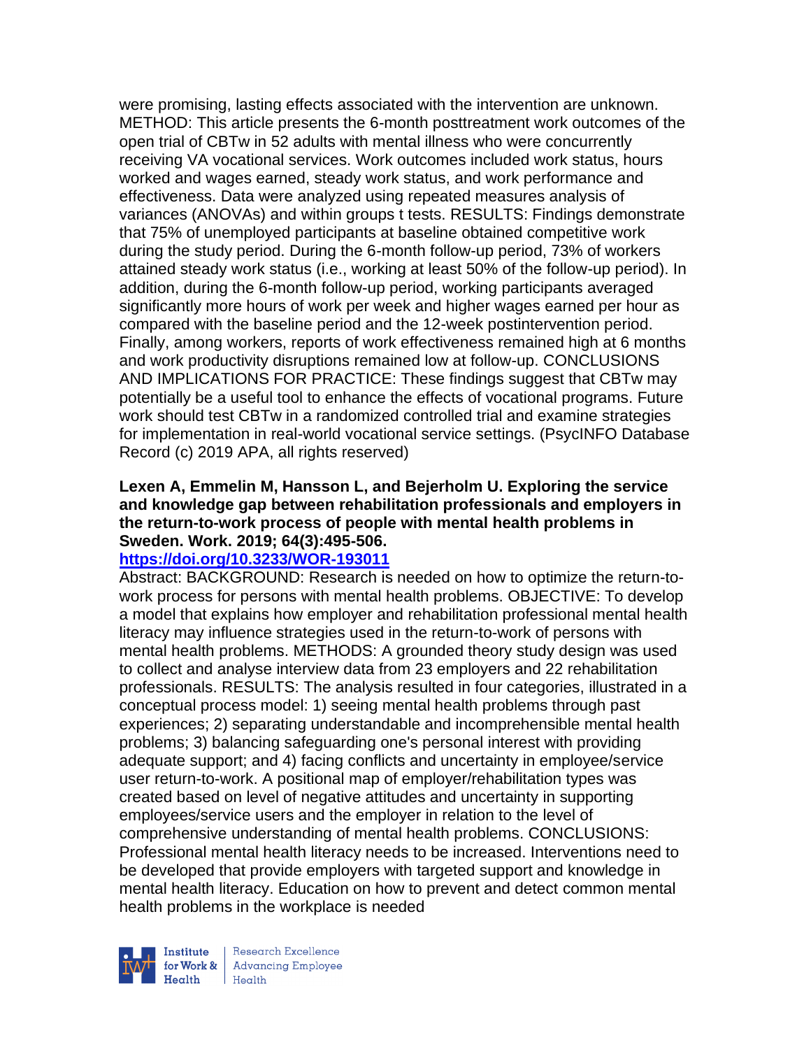were promising, lasting effects associated with the intervention are unknown. METHOD: This article presents the 6-month posttreatment work outcomes of the open trial of CBTw in 52 adults with mental illness who were concurrently receiving VA vocational services. Work outcomes included work status, hours worked and wages earned, steady work status, and work performance and effectiveness. Data were analyzed using repeated measures analysis of variances (ANOVAs) and within groups t tests. RESULTS: Findings demonstrate that 75% of unemployed participants at baseline obtained competitive work during the study period. During the 6-month follow-up period, 73% of workers attained steady work status (i.e., working at least 50% of the follow-up period). In addition, during the 6-month follow-up period, working participants averaged significantly more hours of work per week and higher wages earned per hour as compared with the baseline period and the 12-week postintervention period. Finally, among workers, reports of work effectiveness remained high at 6 months and work productivity disruptions remained low at follow-up. CONCLUSIONS AND IMPLICATIONS FOR PRACTICE: These findings suggest that CBTw may potentially be a useful tool to enhance the effects of vocational programs. Future work should test CBTw in a randomized controlled trial and examine strategies for implementation in real-world vocational service settings. (PsycINFO Database Record (c) 2019 APA, all rights reserved)

**Lexen A, Emmelin M, Hansson L, and Bejerholm U. Exploring the service and knowledge gap between rehabilitation professionals and employers in the return-to-work process of people with mental health problems in Sweden. Work. 2019; 64(3):495-506.**

**https://doi.org/10.3233/WOR-193011**

Abstract: BACKGROUND: Research is needed on how to optimize the return-to-work process for persons with mental health problems. OBJECTIVE: To develop a model that explains how employer and rehabilitation professional mental health literacy may influence strategies used in the return-to-work of persons with mental health problems. METHODS: A grounded theory study design was used to collect and analyse interview data from 23 employers and 22 rehabilitation professionals. RESULTS: The analysis resulted in four categories, illustrated in a conceptual process model: 1) seeing mental health problems through past experiences; 2) separating understandable and incomprehensible mental health problems; 3) balancing safeguarding one's personal interest with providing adequate support; and 4) facing conflicts and uncertainty in employee/service user return-to-work. A positional map of employer/rehabilitation types was created based on level of negative attitudes and uncertainty in supporting employees/service users and the employer in relation to the level of comprehensive understanding of mental health problems. CONCLUSIONS: Professional mental health literacy needs to be increased. Interventions need to be developed that provide employers with targeted support and knowledge in mental health literacy. Education on how to prevent and detect common mental health problems in the workplace is needed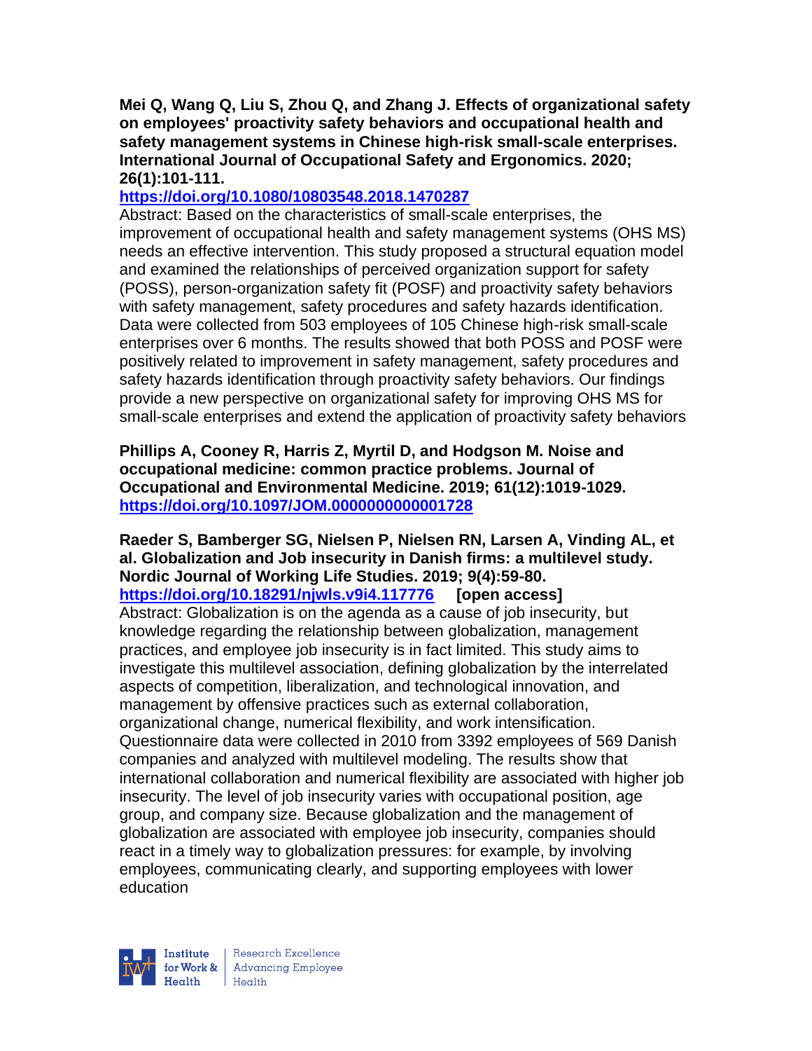**Mei Q, Wang Q, Liu S, Zhou Q, and Zhang J. Effects of organizational safety on employees' proactivity safety behaviors and occupational health and safety management systems in Chinese high-risk small-scale enterprises. International Journal of Occupational Safety and Ergonomics. 2020; 26(1):101-111.**

**https://doi.org/10.1080/10803548.2018.1470287**

Abstract: Based on the characteristics of small-scale enterprises, the improvement of occupational health and safety management systems (OHS MS) needs an effective intervention. This study proposed a structural equation model and examined the relationships of perceived organization support for safety (POSS), person-organization safety fit (POSF) and proactivity safety behaviors with safety management, safety procedures and safety hazards identification. Data were collected from 503 employees of 105 Chinese high-risk small-scale enterprises over 6 months. The results showed that both POSS and POSF were positively related to improvement in safety management, safety procedures and safety hazards identification through proactivity safety behaviors. Our findings provide a new perspective on organizational safety for improving OHS MS for small-scale enterprises and extend the application of proactivity safety behaviors

**Phillips A, Cooney R, Harris Z, Myrtil D, and Hodgson M. Noise and occupational medicine: common practice problems. Journal of Occupational and Environmental Medicine. 2019; 61(12):1019-1029.**

**https://doi.org/10.1097/JOM.0000000000001728**

**Raeder S, Bamberger SG, Nielsen P, Nielsen RN, Larsen A, Vinding AL, et al. Globalization and Job insecurity in Danish firms: a multilevel study. Nordic Journal of Working Life Studies. 2019; 9(4):59-80.**

**https://doi.org/10.18291/njwls.v9i4.117776 [open access]**

Abstract: Globalization is on the agenda as a cause of job insecurity, but knowledge regarding the relationship between globalization, management practices, and employee job insecurity is in fact limited. This study aims to investigate this multilevel association, defining globalization by the interrelated aspects of competition, liberalization, and technological innovation, and management by offensive practices such as external collaboration, organizational change, numerical flexibility, and work intensification. Questionnaire data were collected in 2010 from 3392 employees of 569 Danish companies and analyzed with multilevel modeling. The results show that international collaboration and numerical flexibility are associated with higher job insecurity. The level of job insecurity varies with occupational position, age group, and company size. Because globalization and the management of globalization are associated with employee job insecurity, companies should react in a timely way to globalization pressures: for example, by involving employees, communicating clearly, and supporting employees with lower education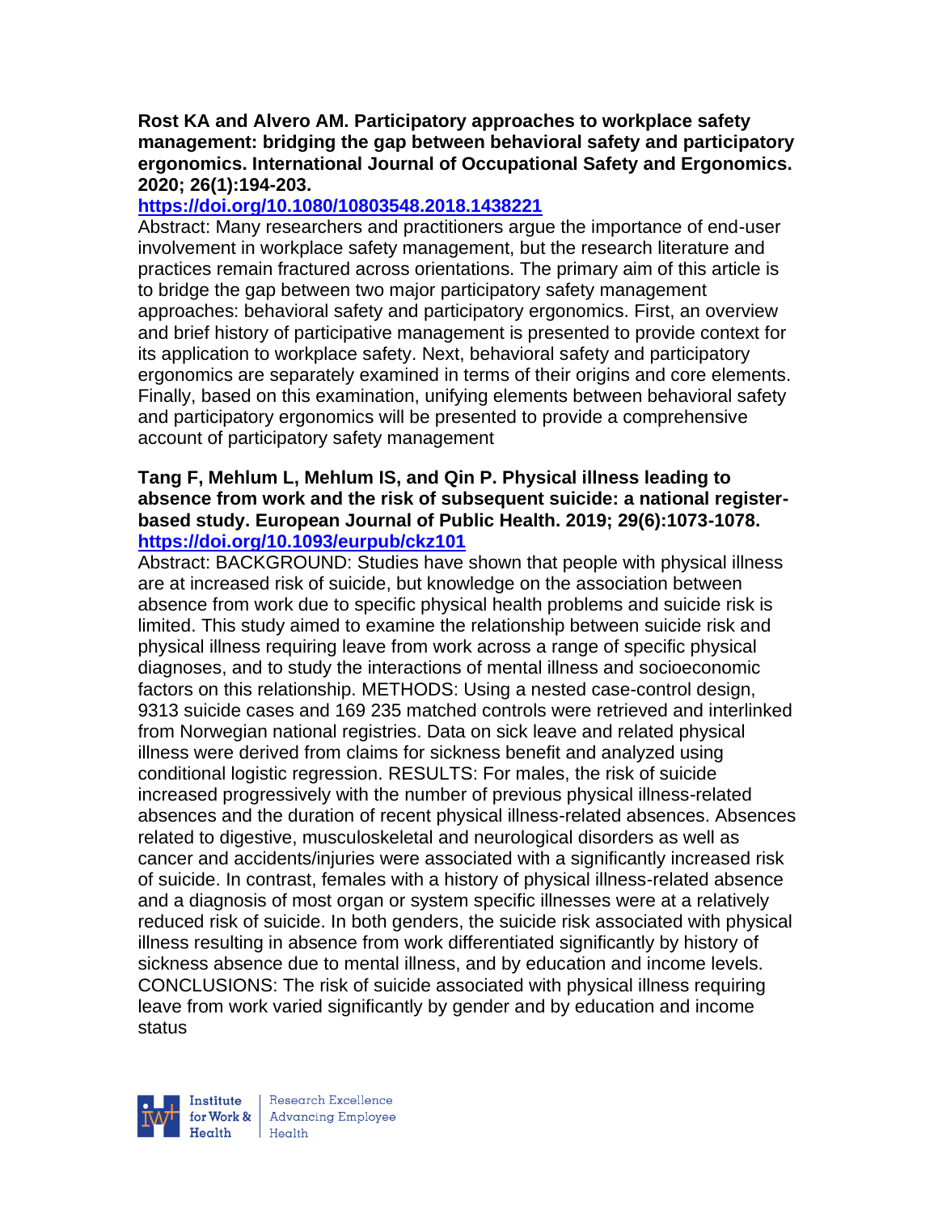**Rost KA and Alvero AM. Participatory approaches to workplace safety management: bridging the gap between behavioral safety and participatory ergonomics. International Journal of Occupational Safety and Ergonomics. 2020; 26(1):194-203.**

**https://doi.org/10.1080/10803548.2018.1438221**

Abstract: Many researchers and practitioners argue the importance of end-user involvement in workplace safety management, but the research literature and practices remain fractured across orientations. The primary aim of this article is to bridge the gap between two major participatory safety management approaches: behavioral safety and participatory ergonomics. First, an overview and brief history of participative management is presented to provide context for its application to workplace safety. Next, behavioral safety and participatory ergonomics are separately examined in terms of their origins and core elements. Finally, based on this examination, unifying elements between behavioral safety and participatory ergonomics will be presented to provide a comprehensive account of participatory safety management

**Tang F, Mehlum L, Mehlum IS, and Qin P. Physical illness leading to absence from work and the risk of subsequent suicide: a national register-based study. European Journal of Public Health. 2019; 29(6):1073-1078.**

**https://doi.org/10.1093/eurpub/ckz101**

Abstract: BACKGROUND: Studies have shown that people with physical illness are at increased risk of suicide, but knowledge on the association between absence from work due to specific physical health problems and suicide risk is limited. This study aimed to examine the relationship between suicide risk and physical illness requiring leave from work across a range of specific physical diagnoses, and to study the interactions of mental illness and socioeconomic factors on this relationship. METHODS: Using a nested case-control design, 9313 suicide cases and 169 235 matched controls were retrieved and interlinked from Norwegian national registries. Data on sick leave and related physical illness were derived from claims for sickness benefit and analyzed using conditional logistic regression. RESULTS: For males, the risk of suicide increased progressively with the number of previous physical illness-related absences and the duration of recent physical illness-related absences. Absences related to digestive, musculoskeletal and neurological disorders as well as cancer and accidents/injuries were associated with a significantly increased risk of suicide. In contrast, females with a history of physical illness-related absence and a diagnosis of most organ or system specific illnesses were at a relatively reduced risk of suicide. In both genders, the suicide risk associated with physical illness resulting in absence from work differentiated significantly by history of sickness absence due to mental illness, and by education and income levels. CONCLUSIONS: The risk of suicide associated with physical illness requiring leave from work varied significantly by gender and by education and income status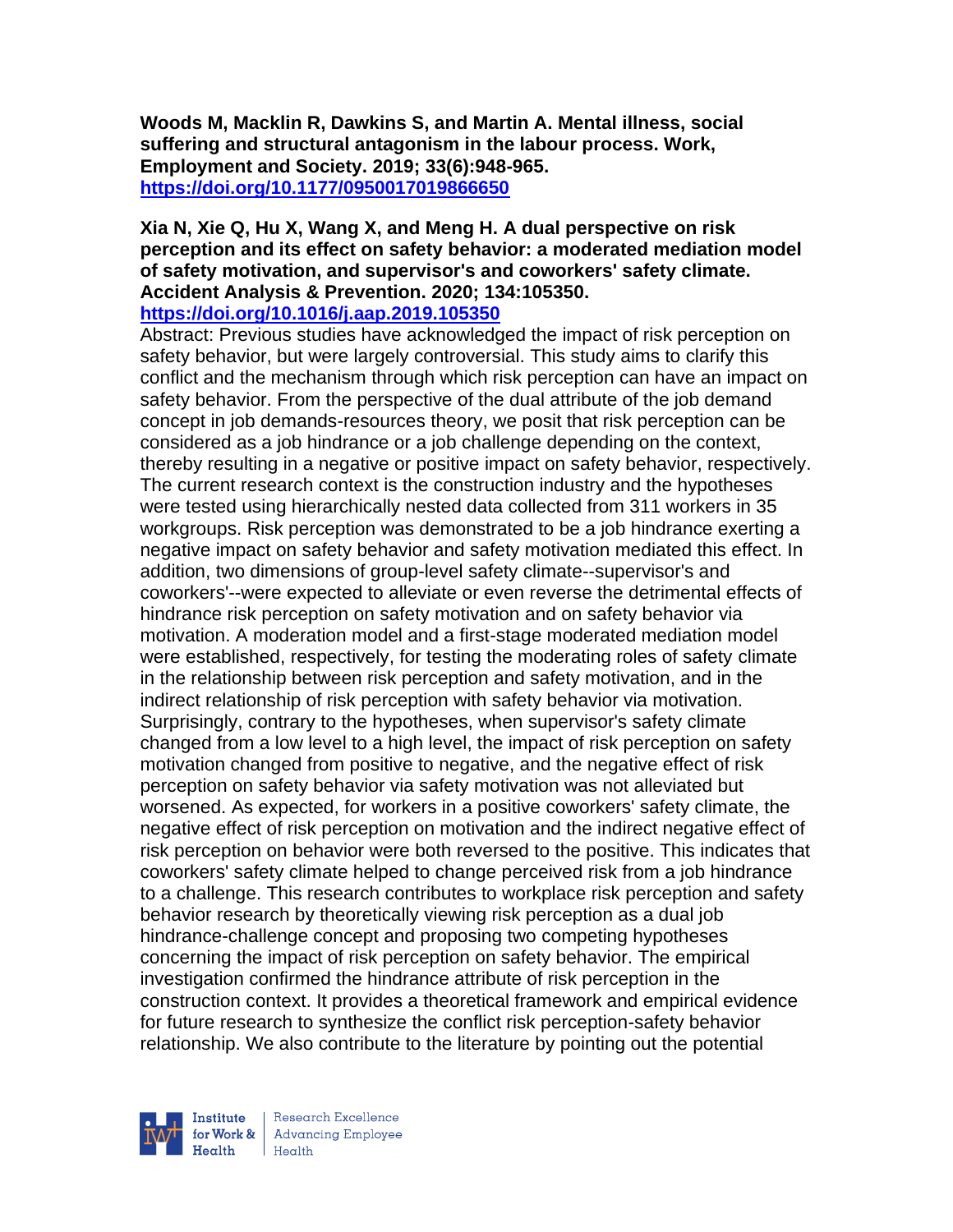**Woods M, Macklin R, Dawkins S, and Martin A. Mental illness, social suffering and structural antagonism in the labour process. Work, Employment and Society. 2019; 33(6):948-965.**
**https://doi.org/10.1177/0950017019866650**

**Xia N, Xie Q, Hu X, Wang X, and Meng H. A dual perspective on risk perception and its effect on safety behavior: a moderated mediation model of safety motivation, and supervisor's and coworkers' safety climate. Accident Analysis & Prevention. 2020; 134:105350.**
**https://doi.org/10.1016/j.aap.2019.105350**

Abstract: Previous studies have acknowledged the impact of risk perception on safety behavior, but were largely controversial. This study aims to clarify this conflict and the mechanism through which risk perception can have an impact on safety behavior. From the perspective of the dual attribute of the job demand concept in job demands-resources theory, we posit that risk perception can be considered as a job hindrance or a job challenge depending on the context, thereby resulting in a negative or positive impact on safety behavior, respectively. The current research context is the construction industry and the hypotheses were tested using hierarchically nested data collected from 311 workers in 35 workgroups. Risk perception was demonstrated to be a job hindrance exerting a negative impact on safety behavior and safety motivation mediated this effect. In addition, two dimensions of group-level safety climate--supervisor's and coworkers'--were expected to alleviate or even reverse the detrimental effects of hindrance risk perception on safety motivation and on safety behavior via motivation. A moderation model and a first-stage moderated mediation model were established, respectively, for testing the moderating roles of safety climate in the relationship between risk perception and safety motivation, and in the indirect relationship of risk perception with safety behavior via motivation. Surprisingly, contrary to the hypotheses, when supervisor's safety climate changed from a low level to a high level, the impact of risk perception on safety motivation changed from positive to negative, and the negative effect of risk perception on safety behavior via safety motivation was not alleviated but worsened. As expected, for workers in a positive coworkers' safety climate, the negative effect of risk perception on motivation and the indirect negative effect of risk perception on behavior were both reversed to the positive. This indicates that coworkers' safety climate helped to change perceived risk from a job hindrance to a challenge. This research contributes to workplace risk perception and safety behavior research by theoretically viewing risk perception as a dual job hindrance-challenge concept and proposing two competing hypotheses concerning the impact of risk perception on safety behavior. The empirical investigation confirmed the hindrance attribute of risk perception in the construction context. It provides a theoretical framework and empirical evidence for future research to synthesize the conflict risk perception-safety behavior relationship. We also contribute to the literature by pointing out the potential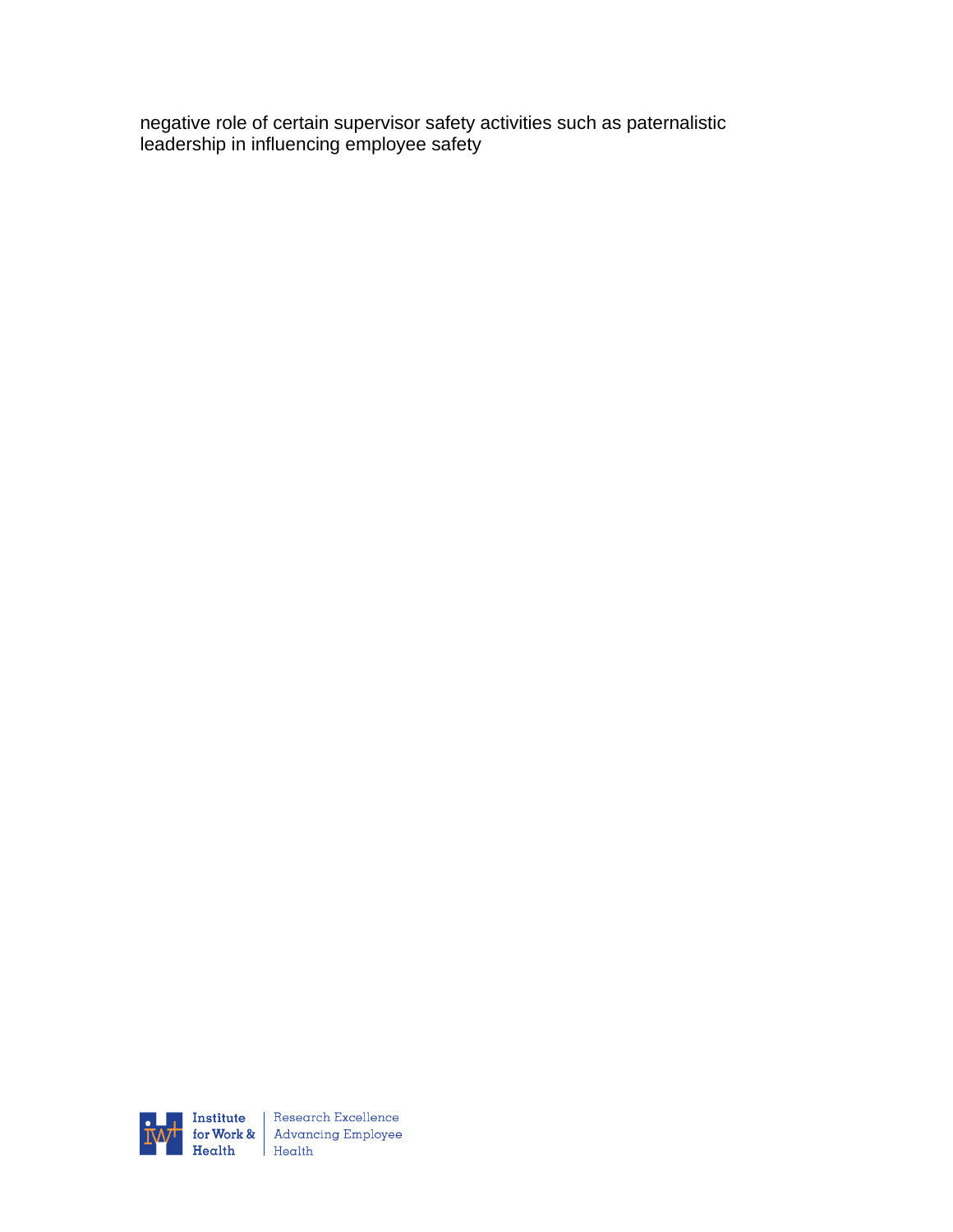negative role of certain supervisor safety activities such as paternalistic leadership in influencing employee safety

Institute for Work & Health | Research Excellence Advancing Employee Health